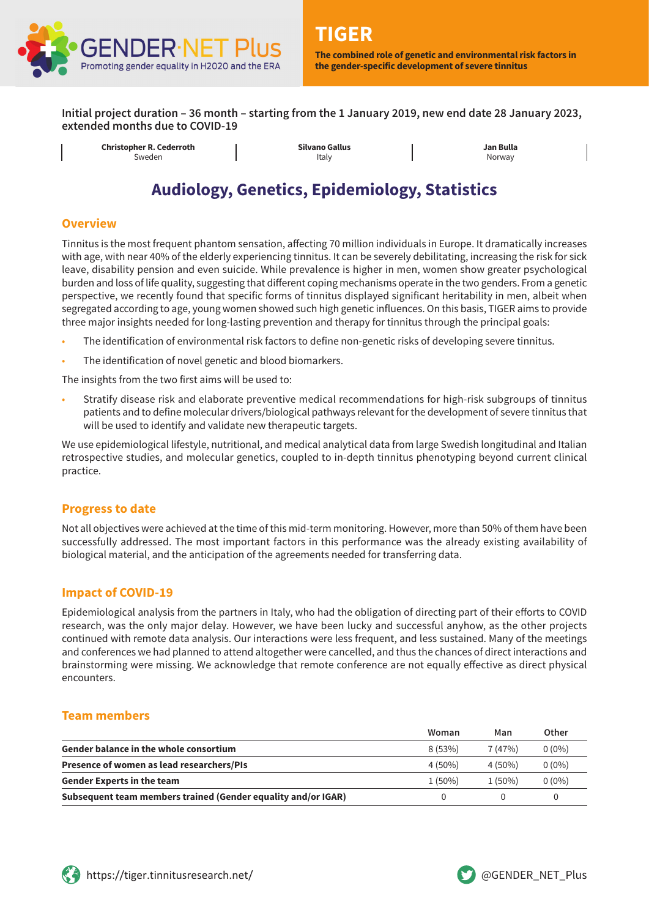GENDER·NET Plus
Promoting gender equality in H2020 and the ERA

# TIGER

**The combined role of genetic and environmental risk factors in the gender-specific development of severe tinnitus**

**Initial project duration – 36 month – starting from the 1 January 2019, new end date 28 January 2023, extended months due to COVID-19**

| **Christopher R. Cederroth** Sweden | **Silvano Gallus** Italy | **Jan Bulla** Norway |
|---|---|---|

## Audiology, Genetics, Epidemiology, Statistics

### Overview

Tinnitus is the most frequent phantom sensation, affecting 70 million individuals in Europe. It dramatically increases with age, with near 40% of the elderly experiencing tinnitus. It can be severely debilitating, increasing the risk for sick leave, disability pension and even suicide. While prevalence is higher in men, women show greater psychological burden and loss of life quality, suggesting that different coping mechanisms operate in the two genders. From a genetic perspective, we recently found that specific forms of tinnitus displayed significant heritability in men, albeit when segregated according to age, young women showed such high genetic influences. On this basis, TIGER aims to provide three major insights needed for long-lasting prevention and therapy for tinnitus through the principal goals:

- The identification of environmental risk factors to define non-genetic risks of developing severe tinnitus.
- The identification of novel genetic and blood biomarkers.

The insights from the two first aims will be used to:

- Stratify disease risk and elaborate preventive medical recommendations for high-risk subgroups of tinnitus patients and to define molecular drivers/biological pathways relevant for the development of severe tinnitus that will be used to identify and validate new therapeutic targets.

We use epidemiological lifestyle, nutritional, and medical analytical data from large Swedish longitudinal and Italian retrospective studies, and molecular genetics, coupled to in-depth tinnitus phenotyping beyond current clinical practice.

### Progress to date

Not all objectives were achieved at the time of this mid-term monitoring. However, more than 50% of them have been successfully addressed. The most important factors in this performance was the already existing availability of biological material, and the anticipation of the agreements needed for transferring data.

### Impact of COVID-19

Epidemiological analysis from the partners in Italy, who had the obligation of directing part of their efforts to COVID research, was the only major delay. However, we have been lucky and successful anyhow, as the other projects continued with remote data analysis. Our interactions were less frequent, and less sustained. Many of the meetings and conferences we had planned to attend altogether were cancelled, and thus the chances of direct interactions and brainstorming were missing. We acknowledge that remote conference are not equally effective as direct physical encounters.

### Team members

| | Woman | Man | Other |
|---|---|---|---|
| **Gender balance in the whole consortium** | 8 (53%) | 7 (47%) | 0 (0%) |
| **Presence of women as lead researchers/PIs** | 4 (50%) | 4 (50%) | 0 (0%) |
| **Gender Experts in the team** | 1 (50%) | 1 (50%) | 0 (0%) |
| **Subsequent team members trained (Gender equality and/or IGAR)** | 0 | 0 | 0 |

https://tiger.tinnitusresearch.net/

@GENDER_NET_Plus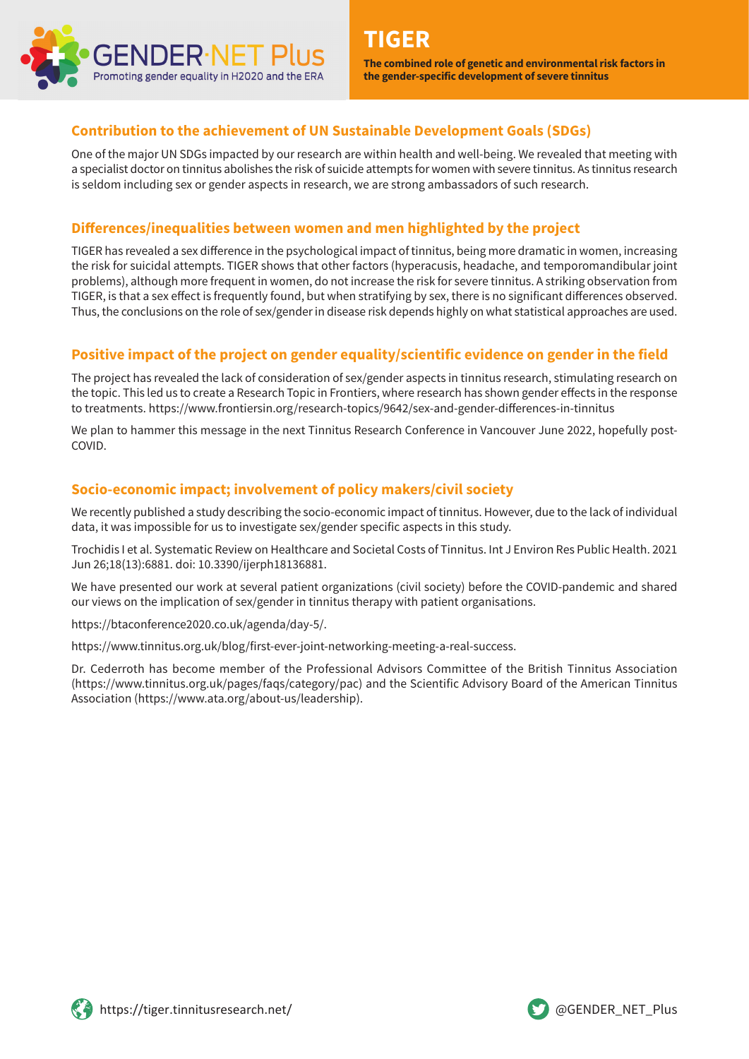## Contribution to the achievement of UN Sustainable Development Goals (SDGs)

One of the major UN SDGs impacted by our research are within health and well-being. We revealed that meeting with a specialist doctor on tinnitus abolishes the risk of suicide attempts for women with severe tinnitus. As tinnitus research is seldom including sex or gender aspects in research, we are strong ambassadors of such research.

## Differences/inequalities between women and men highlighted by the project

TIGER has revealed a sex difference in the psychological impact of tinnitus, being more dramatic in women, increasing the risk for suicidal attempts. TIGER shows that other factors (hyperacusis, headache, and temporomandibular joint problems), although more frequent in women, do not increase the risk for severe tinnitus. A striking observation from TIGER, is that a sex effect is frequently found, but when stratifying by sex, there is no significant differences observed. Thus, the conclusions on the role of sex/gender in disease risk depends highly on what statistical approaches are used.

## Positive impact of the project on gender equality/scientific evidence on gender in the field

The project has revealed the lack of consideration of sex/gender aspects in tinnitus research, stimulating research on the topic. This led us to create a Research Topic in Frontiers, where research has shown gender effects in the response to treatments. https://www.frontiersin.org/research-topics/9642/sex-and-gender-differences-in-tinnitus

We plan to hammer this message in the next Tinnitus Research Conference in Vancouver June 2022, hopefully post-COVID.

## Socio-economic impact; involvement of policy makers/civil society

We recently published a study describing the socio-economic impact of tinnitus. However, due to the lack of individual data, it was impossible for us to investigate sex/gender specific aspects in this study.

Trochidis I et al. Systematic Review on Healthcare and Societal Costs of Tinnitus. Int J Environ Res Public Health. 2021 Jun 26;18(13):6881. doi: 10.3390/ijerph18136881.

We have presented our work at several patient organizations (civil society) before the COVID-pandemic and shared our views on the implication of sex/gender in tinnitus therapy with patient organisations.

https://btaconference2020.co.uk/agenda/day-5/.

https://www.tinnitus.org.uk/blog/first-ever-joint-networking-meeting-a-real-success.

Dr. Cederroth has become member of the Professional Advisors Committee of the British Tinnitus Association (https://www.tinnitus.org.uk/pages/faqs/category/pac) and the Scientific Advisory Board of the American Tinnitus Association (https://www.ata.org/about-us/leadership).

https://tiger.tinnitusresearch.net/

@GENDER_NET_Plus